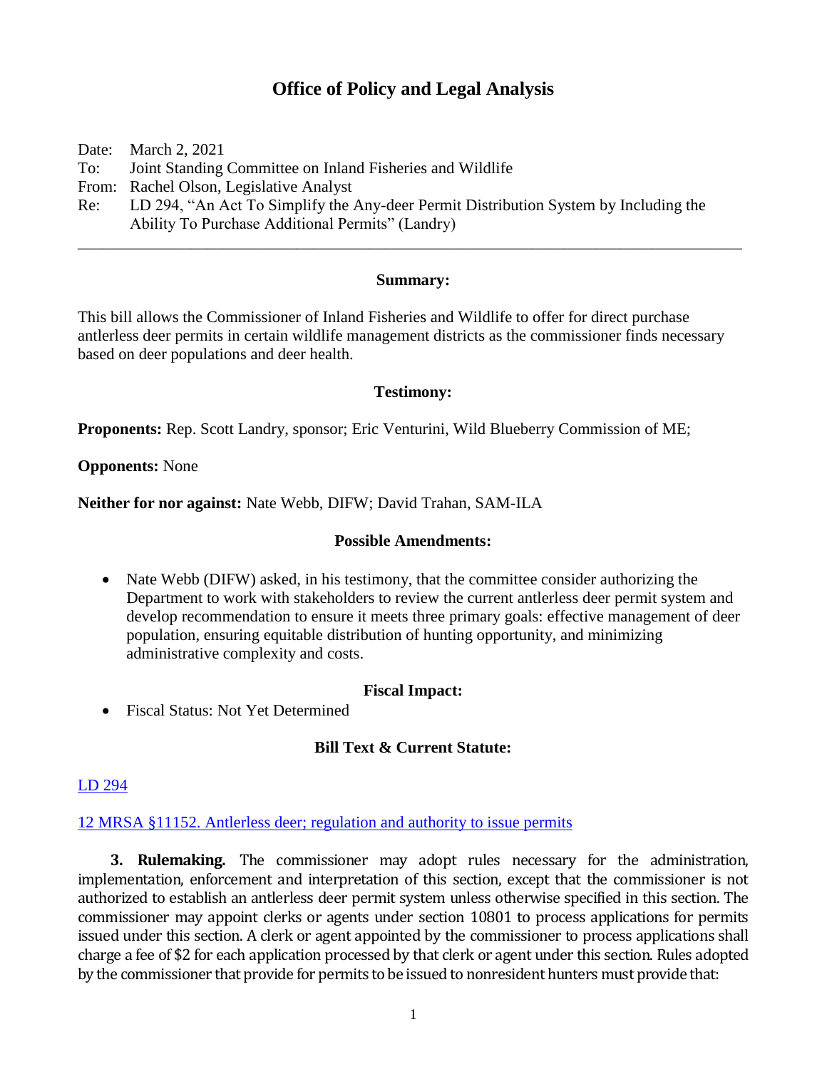# Office of Policy and Legal Analysis

Date: March 2, 2021
To: Joint Standing Committee on Inland Fisheries and Wildlife
From: Rachel Olson, Legislative Analyst
Re: LD 294, "An Act To Simplify the Any-deer Permit Distribution System by Including the Ability To Purchase Additional Permits" (Landry)

---

**Summary:**

This bill allows the Commissioner of Inland Fisheries and Wildlife to offer for direct purchase antlerless deer permits in certain wildlife management districts as the commissioner finds necessary based on deer populations and deer health.

**Testimony:**

**Proponents:** Rep. Scott Landry, sponsor; Eric Venturini, Wild Blueberry Commission of ME;

**Opponents:** None

**Neither for nor against:** Nate Webb, DIFW; David Trahan, SAM-ILA

**Possible Amendments:**

- Nate Webb (DIFW) asked, in his testimony, that the committee consider authorizing the Department to work with stakeholders to review the current antlerless deer permit system and develop recommendation to ensure it meets three primary goals: effective management of deer population, ensuring equitable distribution of hunting opportunity, and minimizing administrative complexity and costs.

**Fiscal Impact:**

- Fiscal Status: Not Yet Determined

**Bill Text & Current Statute:**

LD 294

12 MRSA §11152. Antlerless deer; regulation and authority to issue permits

**3. Rulemaking.** The commissioner may adopt rules necessary for the administration, implementation, enforcement and interpretation of this section, except that the commissioner is not authorized to establish an antlerless deer permit system unless otherwise specified in this section. The commissioner may appoint clerks or agents under section 10801 to process applications for permits issued under this section. A clerk or agent appointed by the commissioner to process applications shall charge a fee of $2 for each application processed by that clerk or agent under this section. Rules adopted by the commissioner that provide for permits to be issued to nonresident hunters must provide that: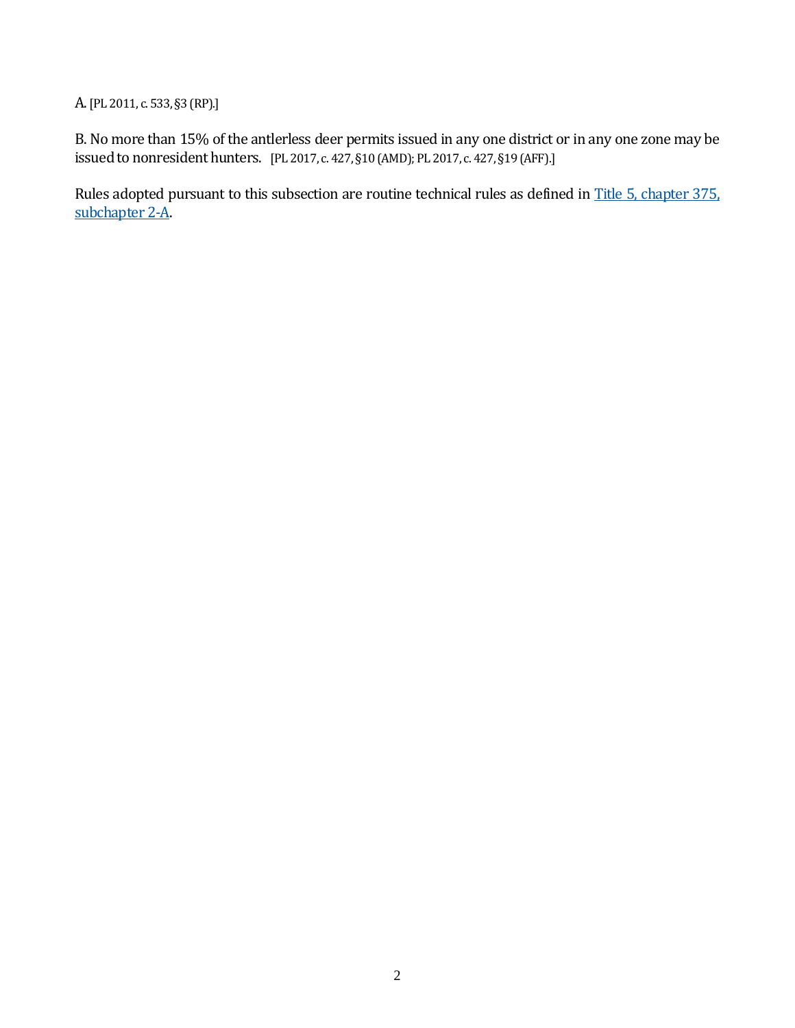A. [PL 2011, c. 533, §3 (RP).]

B. No more than 15% of the antlerless deer permits issued in any one district or in any one zone may be issued to nonresident hunters. [PL 2017, c. 427, §10 (AMD); PL 2017, c. 427, §19 (AFF).]

Rules adopted pursuant to this subsection are routine technical rules as defined in Title 5, chapter 375, subchapter 2-A.